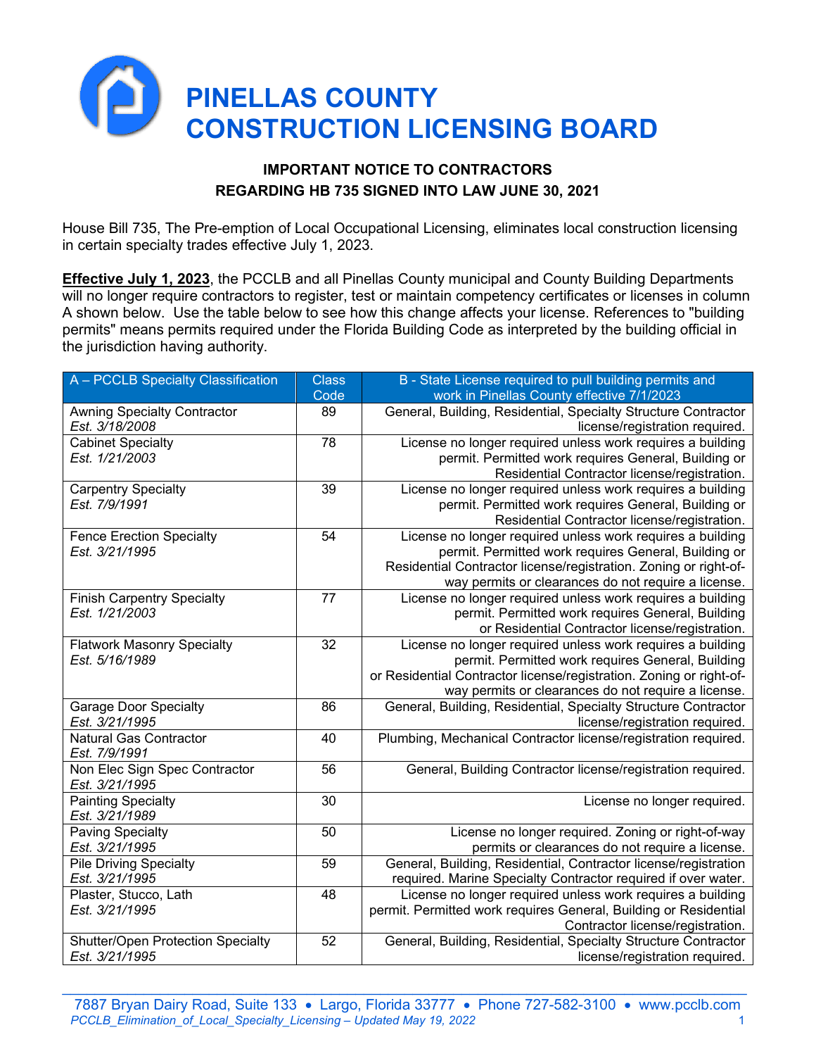# PINELLAS COUNTY CONSTRUCTION LICENSING BOARD

### IMPORTANT NOTICE TO CONTRACTORS
### REGARDING HB 735 SIGNED INTO LAW JUNE 30, 2021

House Bill 735, The Pre-emption of Local Occupational Licensing, eliminates local construction licensing in certain specialty trades effective July 1, 2023.

**Effective July 1, 2023**, the PCCLB and all Pinellas County municipal and County Building Departments will no longer require contractors to register, test or maintain competency certificates or licenses in column A shown below. Use the table below to see how this change affects your license. References to "building permits" means permits required under the Florida Building Code as interpreted by the building official in the jurisdiction having authority.

| A – PCCLB Specialty Classification | Class Code | B - State License required to pull building permits and work in Pinellas County effective 7/1/2023 |
|---|---|---|
| Awning Specialty Contractor *Est. 3/18/2008* | 89 | General, Building, Residential, Specialty Structure Contractor license/registration required. |
| Cabinet Specialty *Est. 1/21/2003* | 78 | License no longer required unless work requires a building permit. Permitted work requires General, Building or Residential Contractor license/registration. |
| Carpentry Specialty *Est. 7/9/1991* | 39 | License no longer required unless work requires a building permit. Permitted work requires General, Building or Residential Contractor license/registration. |
| Fence Erection Specialty *Est. 3/21/1995* | 54 | License no longer required unless work requires a building permit. Permitted work requires General, Building or Residential Contractor license/registration. Zoning or right-of-way permits or clearances do not require a license. |
| Finish Carpentry Specialty *Est. 1/21/2003* | 77 | License no longer required unless work requires a building permit. Permitted work requires General, Building or Residential Contractor license/registration. |
| Flatwork Masonry Specialty *Est. 5/16/1989* | 32 | License no longer required unless work requires a building permit. Permitted work requires General, Building or Residential Contractor license/registration. Zoning or right-of-way permits or clearances do not require a license. |
| Garage Door Specialty *Est. 3/21/1995* | 86 | General, Building, Residential, Specialty Structure Contractor license/registration required. |
| Natural Gas Contractor *Est. 7/9/1991* | 40 | Plumbing, Mechanical Contractor license/registration required. |
| Non Elec Sign Spec Contractor *Est. 3/21/1995* | 56 | General, Building Contractor license/registration required. |
| Painting Specialty *Est. 3/21/1989* | 30 | License no longer required. |
| Paving Specialty *Est. 3/21/1995* | 50 | License no longer required. Zoning or right-of-way permits or clearances do not require a license. |
| Pile Driving Specialty *Est. 3/21/1995* | 59 | General, Building, Residential, Contractor license/registration required. Marine Specialty Contractor required if over water. |
| Plaster, Stucco, Lath *Est. 3/21/1995* | 48 | License no longer required unless work requires a building permit. Permitted work requires General, Building or Residential Contractor license/registration. |
| Shutter/Open Protection Specialty *Est. 3/21/1995* | 52 | General, Building, Residential, Specialty Structure Contractor license/registration required. |

7887 Bryan Dairy Road, Suite 133 • Largo, Florida 33777 • Phone 727-582-3100 • www.pcclb.com

*PCCLB_Elimination_of_Local_Specialty_Licensing – Updated May 19, 2022*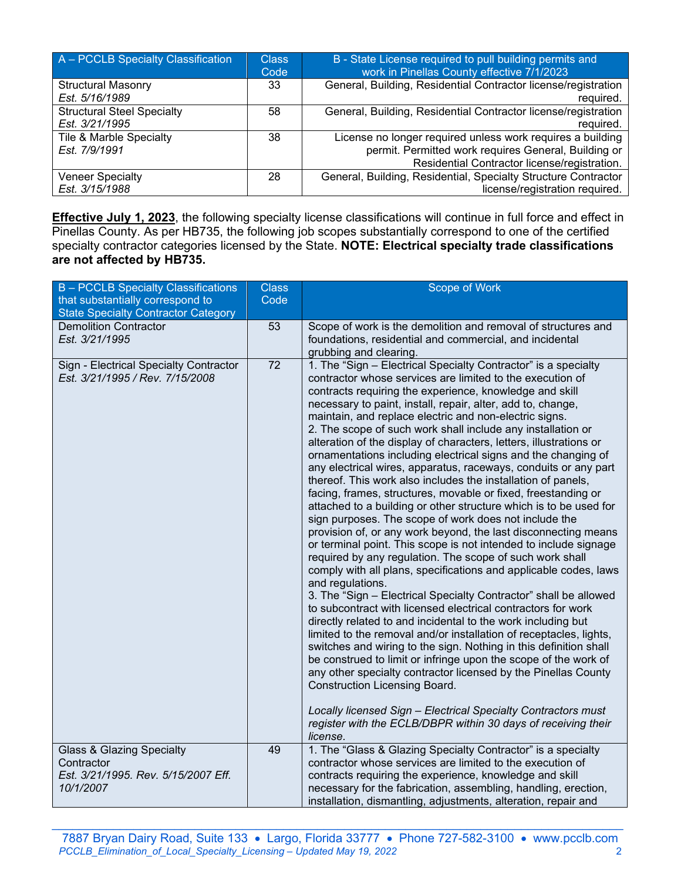| A – PCCLB Specialty Classification | Class Code | B - State License required to pull building permits and work in Pinellas County effective 7/1/2023 |
|---|---|---|
| Structural Masonry<br>*Est. 5/16/1989* | 33 | General, Building, Residential Contractor license/registration required. |
| Structural Steel Specialty<br>*Est. 3/21/1995* | 58 | General, Building, Residential Contractor license/registration required. |
| Tile & Marble Specialty<br>*Est. 7/9/1991* | 38 | License no longer required unless work requires a building permit. Permitted work requires General, Building or Residential Contractor license/registration. |
| Veneer Specialty<br>*Est. 3/15/1988* | 28 | General, Building, Residential, Specialty Structure Contractor license/registration required. |

**Effective July 1, 2023**, the following specialty license classifications will continue in full force and effect in Pinellas County. As per HB735, the following job scopes substantially correspond to one of the certified specialty contractor categories licensed by the State. **NOTE: Electrical specialty trade classifications are not affected by HB735.**

| B – PCCLB Specialty Classifications that substantially correspond to State Specialty Contractor Category | Class Code | Scope of Work |
|---|---|---|
| Demolition Contractor<br>*Est. 3/21/1995* | 53 | Scope of work is the demolition and removal of structures and foundations, residential and commercial, and incidental grubbing and clearing. |
| Sign - Electrical Specialty Contractor<br>*Est. 3/21/1995 / Rev. 7/15/2008* | 72 | 1. The "Sign – Electrical Specialty Contractor" is a specialty contractor whose services are limited to the execution of contracts requiring the experience, knowledge and skill necessary to paint, install, repair, alter, add to, change, maintain, and replace electric and non-electric signs.<br>2. The scope of such work shall include any installation or alteration of the display of characters, letters, illustrations or ornamentations including electrical signs and the changing of any electrical wires, apparatus, raceways, conduits or any part thereof. This work also includes the installation of panels, facing, frames, structures, movable or fixed, freestanding or attached to a building or other structure which is to be used for sign purposes. The scope of work does not include the provision of, or any work beyond, the last disconnecting means or terminal point. This scope is not intended to include signage required by any regulation. The scope of such work shall comply with all plans, specifications and applicable codes, laws and regulations.<br>3. The "Sign – Electrical Specialty Contractor" shall be allowed to subcontract with licensed electrical contractors for work directly related to and incidental to the work including but limited to the removal and/or installation of receptacles, lights, switches and wiring to the sign. Nothing in this definition shall be construed to limit or infringe upon the scope of the work of any other specialty contractor licensed by the Pinellas County Construction Licensing Board.<br><br>*Locally licensed Sign – Electrical Specialty Contractors must register with the ECLB/DBPR within 30 days of receiving their license.* |
| Glass & Glazing Specialty Contractor<br>*Est. 3/21/1995. Rev. 5/15/2007 Eff. 10/1/2007* | 49 | 1. The "Glass & Glazing Specialty Contractor" is a specialty contractor whose services are limited to the execution of contracts requiring the experience, knowledge and skill necessary for the fabrication, assembling, handling, erection, installation, dismantling, adjustments, alteration, repair and |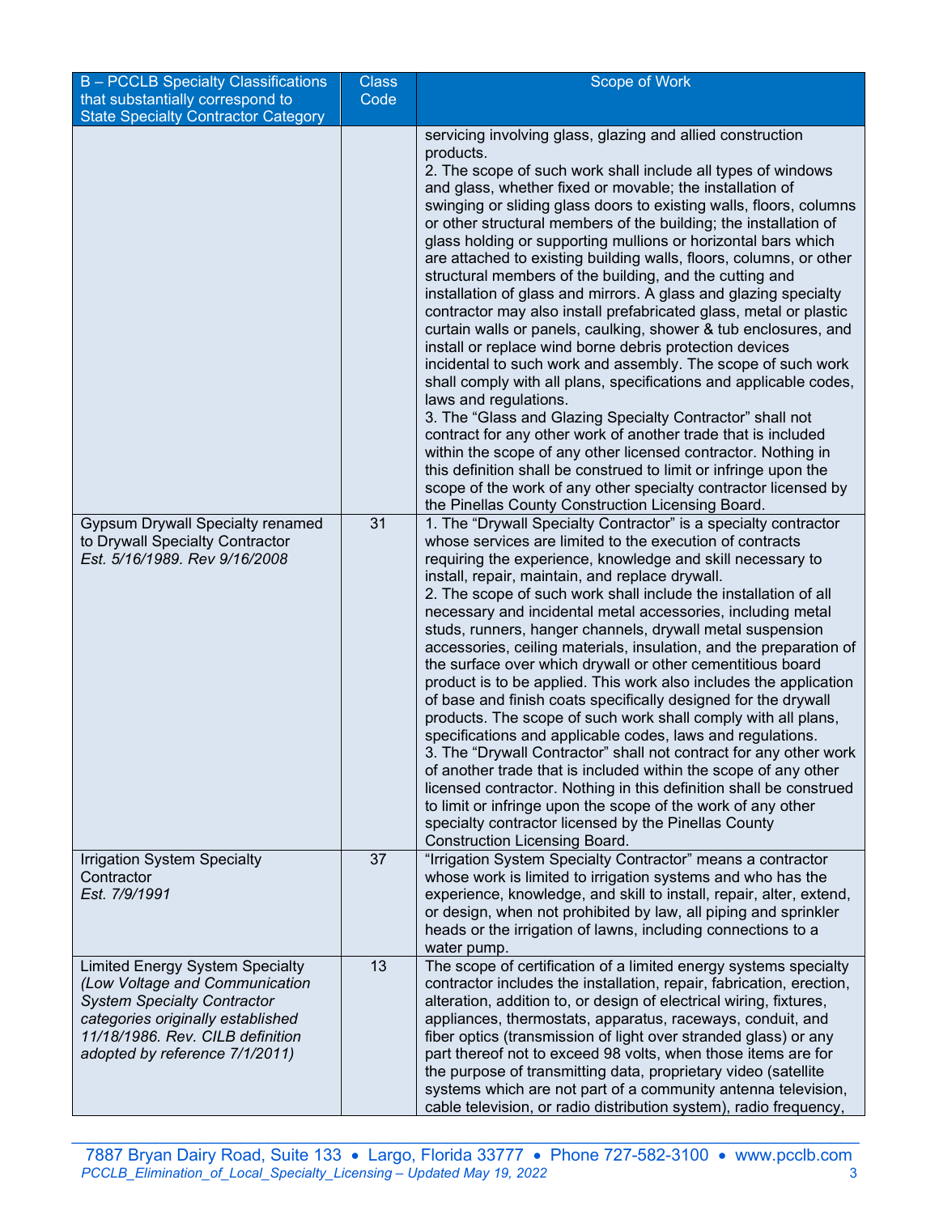| B – PCCLB Specialty Classifications that substantially correspond to State Specialty Contractor Category | Class Code | Scope of Work |
|---|---|---|
| | | servicing involving glass, glazing and allied construction products.<br>2. The scope of such work shall include all types of windows and glass, whether fixed or movable; the installation of swinging or sliding glass doors to existing walls, floors, columns or other structural members of the building; the installation of glass holding or supporting mullions or horizontal bars which are attached to existing building walls, floors, columns, or other structural members of the building, and the cutting and installation of glass and mirrors. A glass and glazing specialty contractor may also install prefabricated glass, metal or plastic curtain walls or panels, caulking, shower & tub enclosures, and install or replace wind borne debris protection devices incidental to such work and assembly. The scope of such work shall comply with all plans, specifications and applicable codes, laws and regulations.<br>3. The "Glass and Glazing Specialty Contractor" shall not contract for any other work of another trade that is included within the scope of any other licensed contractor. Nothing in this definition shall be construed to limit or infringe upon the scope of the work of any other specialty contractor licensed by the Pinellas County Construction Licensing Board. |
| Gypsum Drywall Specialty renamed to Drywall Specialty Contractor<br>*Est. 5/16/1989. Rev 9/16/2008* | 31 | 1. The "Drywall Specialty Contractor" is a specialty contractor whose services are limited to the execution of contracts requiring the experience, knowledge and skill necessary to install, repair, maintain, and replace drywall.<br>2. The scope of such work shall include the installation of all necessary and incidental metal accessories, including metal studs, runners, hanger channels, drywall metal suspension accessories, ceiling materials, insulation, and the preparation of the surface over which drywall or other cementitious board product is to be applied. This work also includes the application of base and finish coats specifically designed for the drywall products. The scope of such work shall comply with all plans, specifications and applicable codes, laws and regulations.<br>3. The "Drywall Contractor" shall not contract for any other work of another trade that is included within the scope of any other licensed contractor. Nothing in this definition shall be construed to limit or infringe upon the scope of the work of any other specialty contractor licensed by the Pinellas County Construction Licensing Board. |
| Irrigation System Specialty Contractor<br>*Est. 7/9/1991* | 37 | "Irrigation System Specialty Contractor" means a contractor whose work is limited to irrigation systems and who has the experience, knowledge, and skill to install, repair, alter, extend, or design, when not prohibited by law, all piping and sprinkler heads or the irrigation of lawns, including connections to a water pump. |
| Limited Energy System Specialty *(Low Voltage and Communication System Specialty Contractor categories originally established 11/18/1986. Rev. CILB definition adopted by reference 7/1/2011)* | 13 | The scope of certification of a limited energy systems specialty contractor includes the installation, repair, fabrication, erection, alteration, addition to, or design of electrical wiring, fixtures, appliances, thermostats, apparatus, raceways, conduit, and fiber optics (transmission of light over stranded glass) or any part thereof not to exceed 98 volts, when those items are for the purpose of transmitting data, proprietary video (satellite systems which are not part of a community antenna television, cable television, or radio distribution system), radio frequency, |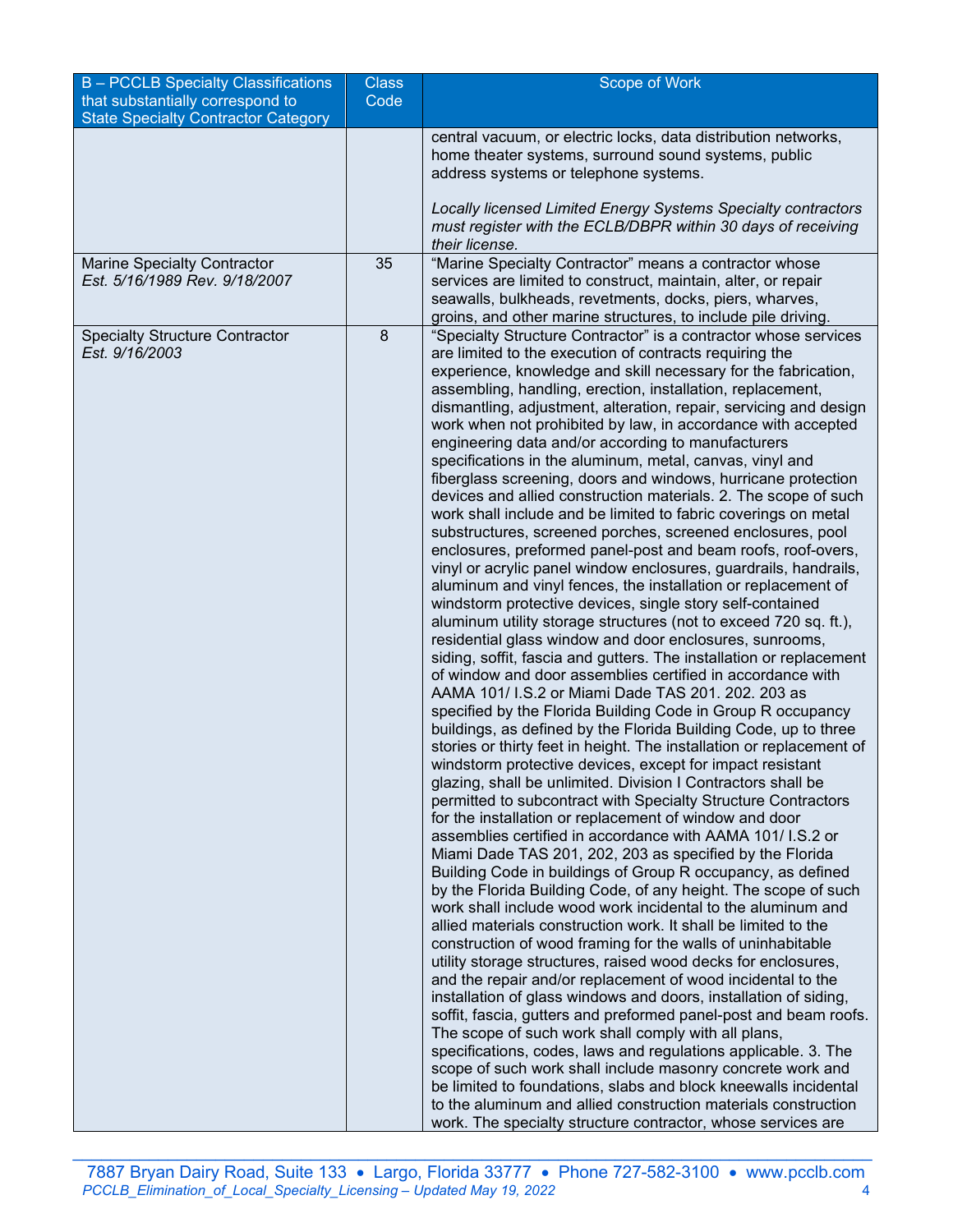| B – PCCLB Specialty Classifications that substantially correspond to State Specialty Contractor Category | Class Code | Scope of Work |
|---|---|---|
| | | central vacuum, or electric locks, data distribution networks, home theater systems, surround sound systems, public address systems or telephone systems. *Locally licensed Limited Energy Systems Specialty contractors must register with the ECLB/DBPR within 30 days of receiving their license.* |
| Marine Specialty Contractor *Est. 5/16/1989 Rev. 9/18/2007* | 35 | "Marine Specialty Contractor" means a contractor whose services are limited to construct, maintain, alter, or repair seawalls, bulkheads, revetments, docks, piers, wharves, groins, and other marine structures, to include pile driving. |
| Specialty Structure Contractor *Est. 9/16/2003* | 8 | "Specialty Structure Contractor" is a contractor whose services are limited to the execution of contracts requiring the experience, knowledge and skill necessary for the fabrication, assembling, handling, erection, installation, replacement, dismantling, adjustment, alteration, repair, servicing and design work when not prohibited by law, in accordance with accepted engineering data and/or according to manufacturers specifications in the aluminum, metal, canvas, vinyl and fiberglass screening, doors and windows, hurricane protection devices and allied construction materials. 2. The scope of such work shall include and be limited to fabric coverings on metal substructures, screened porches, screened enclosures, pool enclosures, preformed panel-post and beam roofs, roof-overs, vinyl or acrylic panel window enclosures, guardrails, handrails, aluminum and vinyl fences, the installation or replacement of windstorm protective devices, single story self-contained aluminum utility storage structures (not to exceed 720 sq. ft.), residential glass window and door enclosures, sunrooms, siding, soffit, fascia and gutters. The installation or replacement of window and door assemblies certified in accordance with AAMA 101/ I.S.2 or Miami Dade TAS 201. 202. 203 as specified by the Florida Building Code in Group R occupancy buildings, as defined by the Florida Building Code, up to three stories or thirty feet in height. The installation or replacement of windstorm protective devices, except for impact resistant glazing, shall be unlimited. Division I Contractors shall be permitted to subcontract with Specialty Structure Contractors for the installation or replacement of window and door assemblies certified in accordance with AAMA 101/ I.S.2 or Miami Dade TAS 201, 202, 203 as specified by the Florida Building Code in buildings of Group R occupancy, as defined by the Florida Building Code, of any height. The scope of such work shall include wood work incidental to the aluminum and allied materials construction work. It shall be limited to the construction of wood framing for the walls of uninhabitable utility storage structures, raised wood decks for enclosures, and the repair and/or replacement of wood incidental to the installation of glass windows and doors, installation of siding, soffit, fascia, gutters and preformed panel-post and beam roofs. The scope of such work shall comply with all plans, specifications, codes, laws and regulations applicable. 3. The scope of such work shall include masonry concrete work and be limited to foundations, slabs and block kneewalls incidental to the aluminum and allied construction materials construction work. The specialty structure contractor, whose services are |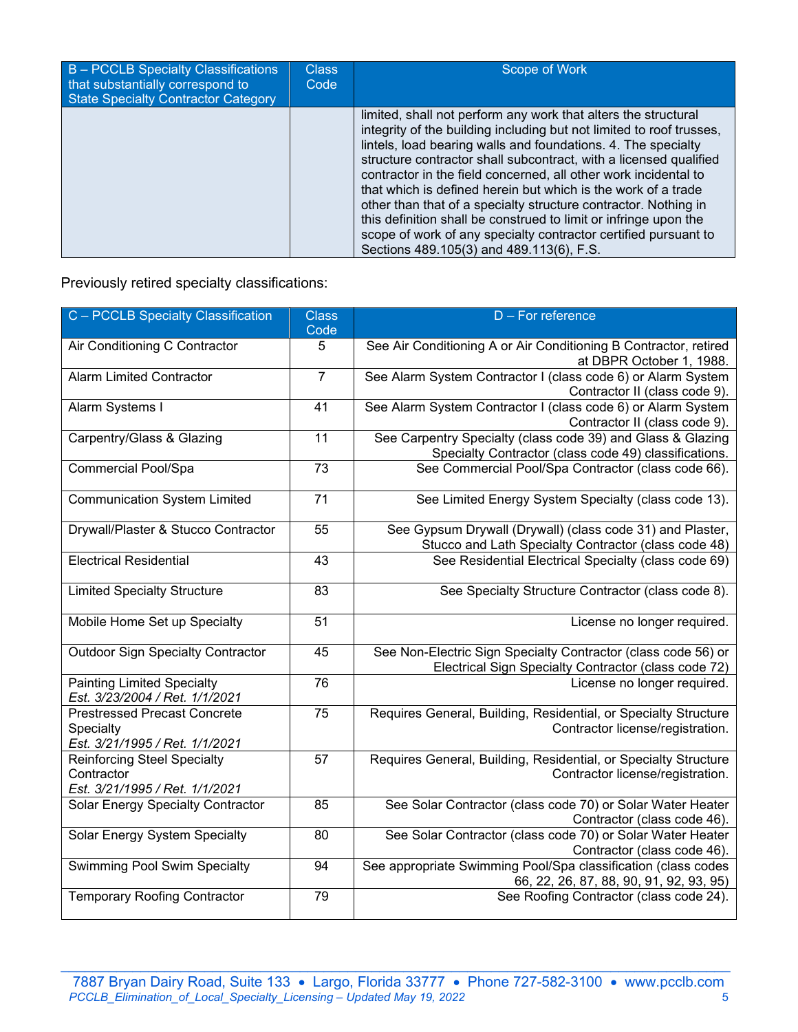| B – PCCLB Specialty Classifications that substantially correspond to State Specialty Contractor Category | Class Code | Scope of Work |
|---|---|---|
| | | limited, shall not perform any work that alters the structural integrity of the building including but not limited to roof trusses, lintels, load bearing walls and foundations. 4. The specialty structure contractor shall subcontract, with a licensed qualified contractor in the field concerned, all other work incidental to that which is defined herein but which is the work of a trade other than that of a specialty structure contractor. Nothing in this definition shall be construed to limit or infringe upon the scope of work of any specialty contractor certified pursuant to Sections 489.105(3) and 489.113(6), F.S. |

Previously retired specialty classifications:

| C – PCCLB Specialty Classification | Class Code | D – For reference |
|---|---|---|
| Air Conditioning C Contractor | 5 | See Air Conditioning A or Air Conditioning B Contractor, retired at DBPR October 1, 1988. |
| Alarm Limited Contractor | 7 | See Alarm System Contractor I (class code 6) or Alarm System Contractor II (class code 9). |
| Alarm Systems I | 41 | See Alarm System Contractor I (class code 6) or Alarm System Contractor II (class code 9). |
| Carpentry/Glass & Glazing | 11 | See Carpentry Specialty (class code 39) and Glass & Glazing Specialty Contractor (class code 49) classifications. |
| Commercial Pool/Spa | 73 | See Commercial Pool/Spa Contractor (class code 66). |
| Communication System Limited | 71 | See Limited Energy System Specialty (class code 13). |
| Drywall/Plaster & Stucco Contractor | 55 | See Gypsum Drywall (Drywall) (class code 31) and Plaster, Stucco and Lath Specialty Contractor (class code 48) |
| Electrical Residential | 43 | See Residential Electrical Specialty (class code 69) |
| Limited Specialty Structure | 83 | See Specialty Structure Contractor (class code 8). |
| Mobile Home Set up Specialty | 51 | License no longer required. |
| Outdoor Sign Specialty Contractor | 45 | See Non-Electric Sign Specialty Contractor (class code 56) or Electrical Sign Specialty Contractor (class code 72) |
| Painting Limited Specialty<br>*Est. 3/23/2004 / Ret. 1/1/2021* | 76 | License no longer required. |
| Prestressed Precast Concrete Specialty<br>*Est. 3/21/1995 / Ret. 1/1/2021* | 75 | Requires General, Building, Residential, or Specialty Structure Contractor license/registration. |
| Reinforcing Steel Specialty Contractor<br>*Est. 3/21/1995 / Ret. 1/1/2021* | 57 | Requires General, Building, Residential, or Specialty Structure Contractor license/registration. |
| Solar Energy Specialty Contractor | 85 | See Solar Contractor (class code 70) or Solar Water Heater Contractor (class code 46). |
| Solar Energy System Specialty | 80 | See Solar Contractor (class code 70) or Solar Water Heater Contractor (class code 46). |
| Swimming Pool Swim Specialty | 94 | See appropriate Swimming Pool/Spa classification (class codes 66, 22, 26, 87, 88, 90, 91, 92, 93, 95) |
| Temporary Roofing Contractor | 79 | See Roofing Contractor (class code 24). |